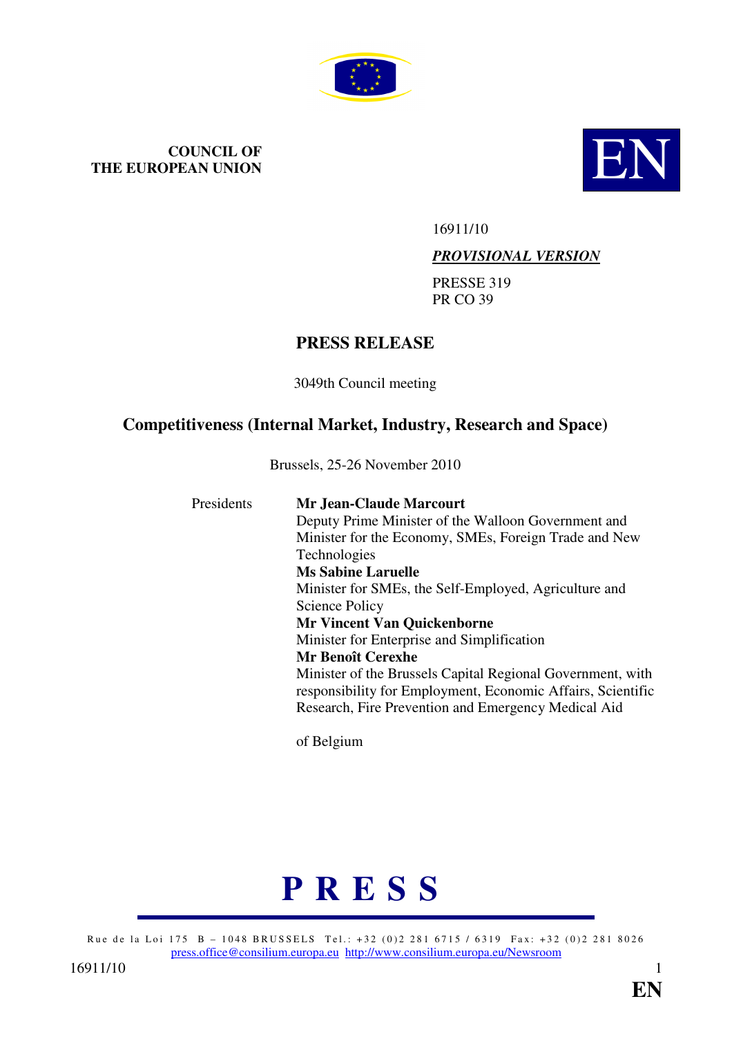**COUNCIL OF THE EUROPEAN UNION**

**EN**

16911/10

***PROVISIONAL VERSION***

PRESSE 319
PR CO 39

# PRESS RELEASE

3049th Council meeting

## Competitiveness (Internal Market, Industry, Research and Space)

Brussels, 25-26 November 2010

Presidents

**Mr Jean-Claude Marcourt**
Deputy Prime Minister of the Walloon Government and Minister for the Economy, SMEs, Foreign Trade and New Technologies

**Ms Sabine Laruelle**
Minister for SMEs, the Self-Employed, Agriculture and Science Policy

**Mr Vincent Van Quickenborne**
Minister for Enterprise and Simplification

**Mr Benoît Cerexhe**
Minister of the Brussels Capital Regional Government, with responsibility for Employment, Economic Affairs, Scientific Research, Fire Prevention and Emergency Medical Aid

of Belgium

**P R E S S**

Rue de la Loi 175 B – 1048 BRUSSELS Tel.: +32 (0)2 281 6715 / 6319 Fax: +32 (0)2 281 8026
press.office@consilium.europa.eu http://www.consilium.europa.eu/Newsroom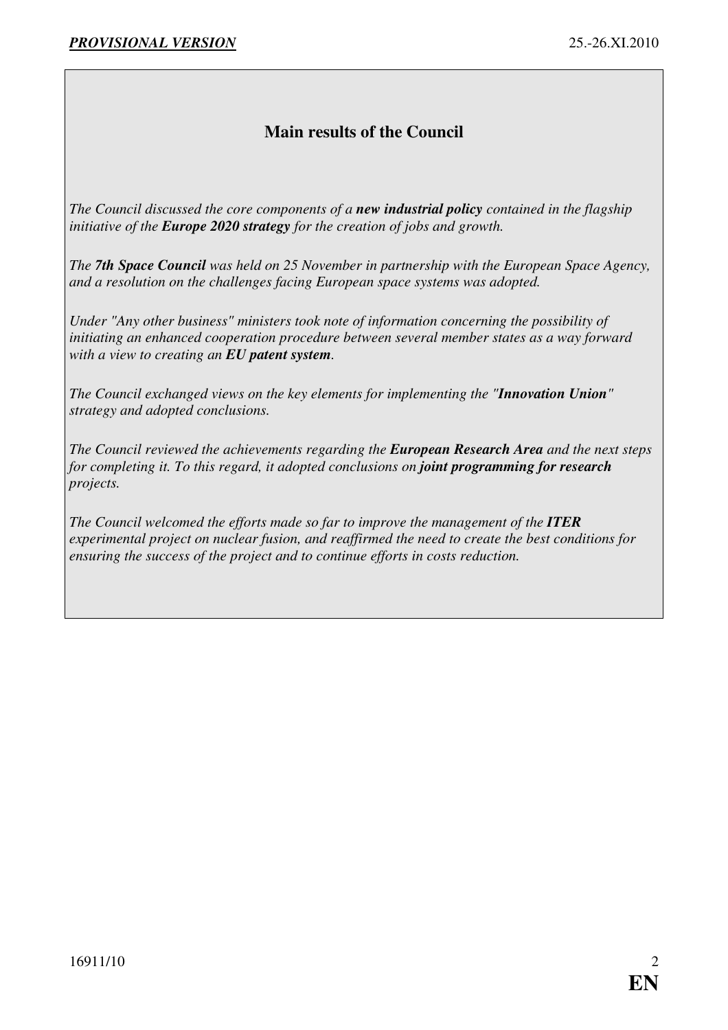## Main results of the Council

*The Council discussed the core components of a **new industrial policy** contained in the flagship initiative of the **Europe 2020 strategy** for the creation of jobs and growth.*

*The **7th Space Council** was held on 25 November in partnership with the European Space Agency, and a resolution on the challenges facing European space systems was adopted.*

*Under "Any other business" ministers took note of information concerning the possibility of initiating an enhanced cooperation procedure between several member states as a way forward with a view to creating an **EU patent system**.*

*The Council exchanged views on the key elements for implementing the "**Innovation Union**" strategy and adopted conclusions.*

*The Council reviewed the achievements regarding the **European Research Area** and the next steps for completing it. To this regard, it adopted conclusions on **joint programming for research projects**.*

*The Council welcomed the efforts made so far to improve the management of the **ITER** experimental project on nuclear fusion, and reaffirmed the need to create the best conditions for ensuring the success of the project and to continue efforts in costs reduction.*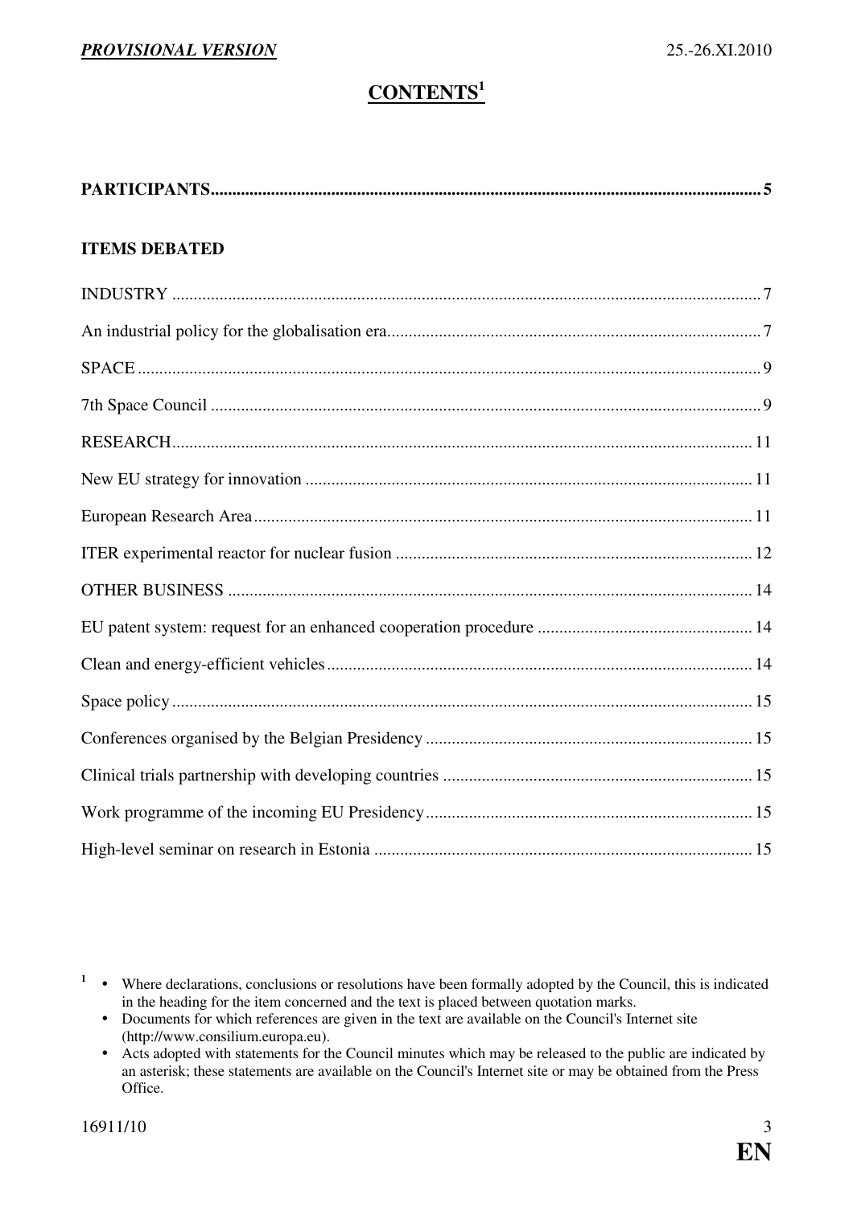# CONTENTS[1]

**PARTICIPANTS** .......... 5

**ITEMS DEBATED**

INDUSTRY .......... 7

An industrial policy for the globalisation era .......... 7

SPACE .......... 9

7th Space Council .......... 9

RESEARCH .......... 11

New EU strategy for innovation .......... 11

European Research Area .......... 11

ITER experimental reactor for nuclear fusion .......... 12

OTHER BUSINESS .......... 14

EU patent system: request for an enhanced cooperation procedure .......... 14

Clean and energy-efficient vehicles .......... 14

Space policy .......... 15

Conferences organised by the Belgian Presidency .......... 15

Clinical trials partnership with developing countries .......... 15

Work programme of the incoming EU Presidency .......... 15

High-level seminar on research in Estonia .......... 15

---

[1]
- Where declarations, conclusions or resolutions have been formally adopted by the Council, this is indicated in the heading for the item concerned and the text is placed between quotation marks.
- Documents for which references are given in the text are available on the Council's Internet site (http://www.consilium.europa.eu).
- Acts adopted with statements for the Council minutes which may be released to the public are indicated by an asterisk; these statements are available on the Council's Internet site or may be obtained from the Press Office.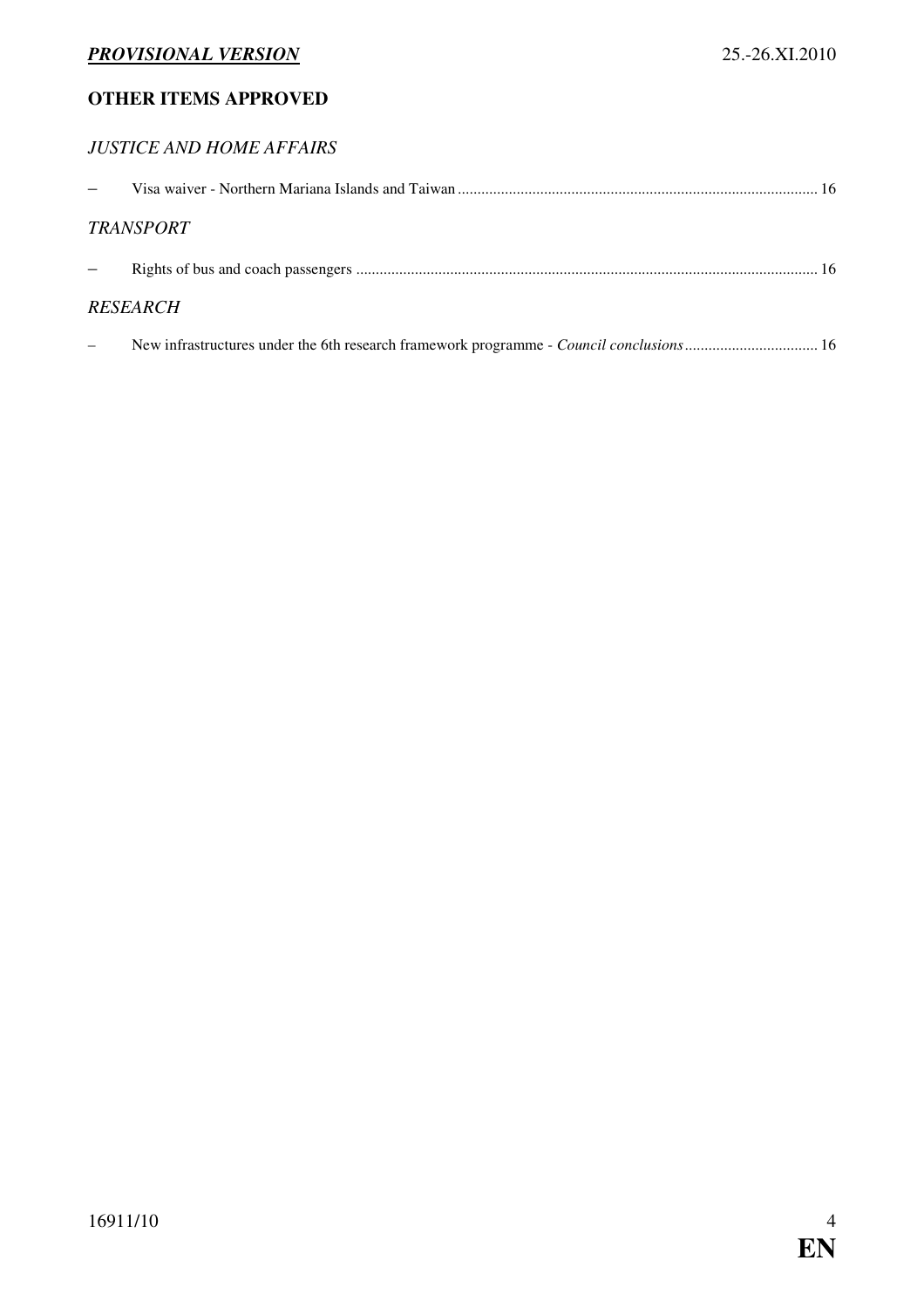## OTHER ITEMS APPROVED

*JUSTICE AND HOME AFFAIRS*

– Visa waiver - Northern Mariana Islands and Taiwan ........................................................................................... 16

*TRANSPORT*

– Rights of bus and coach passengers ..................................................................................................................... 16

*RESEARCH*

– New infrastructures under the 6th research framework programme - *Council conclusions* ................................. 16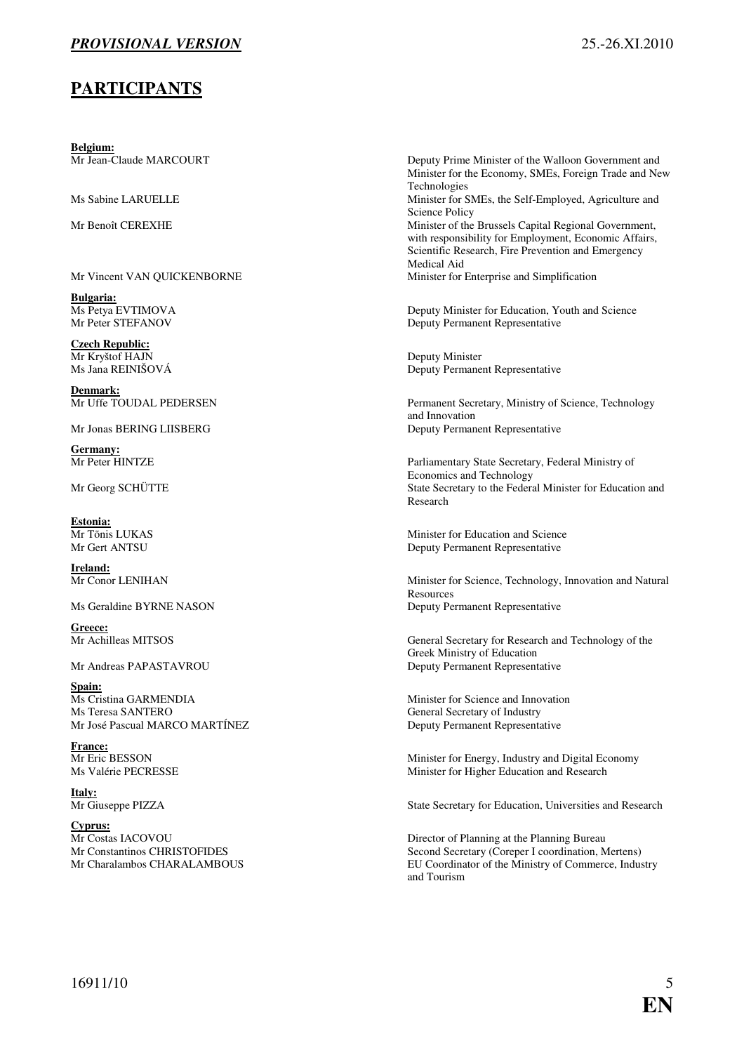# PARTICIPANTS

**Belgium:**

| | |
|---|---|
| Mr Jean-Claude MARCOURT | Deputy Prime Minister of the Walloon Government and Minister for the Economy, SMEs, Foreign Trade and New Technologies |
| Ms Sabine LARUELLE | Minister for SMEs, the Self-Employed, Agriculture and Science Policy |
| Mr Benoît CEREXHE | Minister of the Brussels Capital Regional Government, with responsibility for Employment, Economic Affairs, Scientific Research, Fire Prevention and Emergency Medical Aid |
| Mr Vincent VAN QUICKENBORNE | Minister for Enterprise and Simplification |

**Bulgaria:**

| | |
|---|---|
| Ms Petya EVTIMOVA | Deputy Minister for Education, Youth and Science |
| Mr Peter STEFANOV | Deputy Permanent Representative |

**Czech Republic:**

| | |
|---|---|
| Mr Kryštof HAJN | Deputy Minister |
| Ms Jana REINIŠOVÁ | Deputy Permanent Representative |

**Denmark:**

| | |
|---|---|
| Mr Uffe TOUDAL PEDERSEN | Permanent Secretary, Ministry of Science, Technology and Innovation |
| Mr Jonas BERING LIISBERG | Deputy Permanent Representative |

**Germany:**

| | |
|---|---|
| Mr Peter HINTZE | Parliamentary State Secretary, Federal Ministry of Economics and Technology |
| Mr Georg SCHÜTTE | State Secretary to the Federal Minister for Education and Research |

**Estonia:**

| | |
|---|---|
| Mr Tõnis LUKAS | Minister for Education and Science |
| Mr Gert ANTSU | Deputy Permanent Representative |

**Ireland:**

| | |
|---|---|
| Mr Conor LENIHAN | Minister for Science, Technology, Innovation and Natural Resources |
| Ms Geraldine BYRNE NASON | Deputy Permanent Representative |

**Greece:**

| | |
|---|---|
| Mr Achilleas MITSOS | General Secretary for Research and Technology of the Greek Ministry of Education |
| Mr Andreas PAPASTAVROU | Deputy Permanent Representative |

**Spain:**

| | |
|---|---|
| Ms Cristina GARMENDIA | Minister for Science and Innovation |
| Ms Teresa SANTERO | General Secretary of Industry |
| Mr José Pascual MARCO MARTÍNEZ | Deputy Permanent Representative |

**France:**

| | |
|---|---|
| Mr Eric BESSON | Minister for Energy, Industry and Digital Economy |
| Ms Valérie PECRESSE | Minister for Higher Education and Research |

**Italy:**

| | |
|---|---|
| Mr Giuseppe PIZZA | State Secretary for Education, Universities and Research |

**Cyprus:**

| | |
|---|---|
| Mr Costas IACOVOU | Director of Planning at the Planning Bureau |
| Mr Constantinos CHRISTOFIDES | Second Secretary (Coreper I coordination, Mertens) |
| Mr Charalambos CHARALAMBOUS | EU Coordinator of the Ministry of Commerce, Industry and Tourism |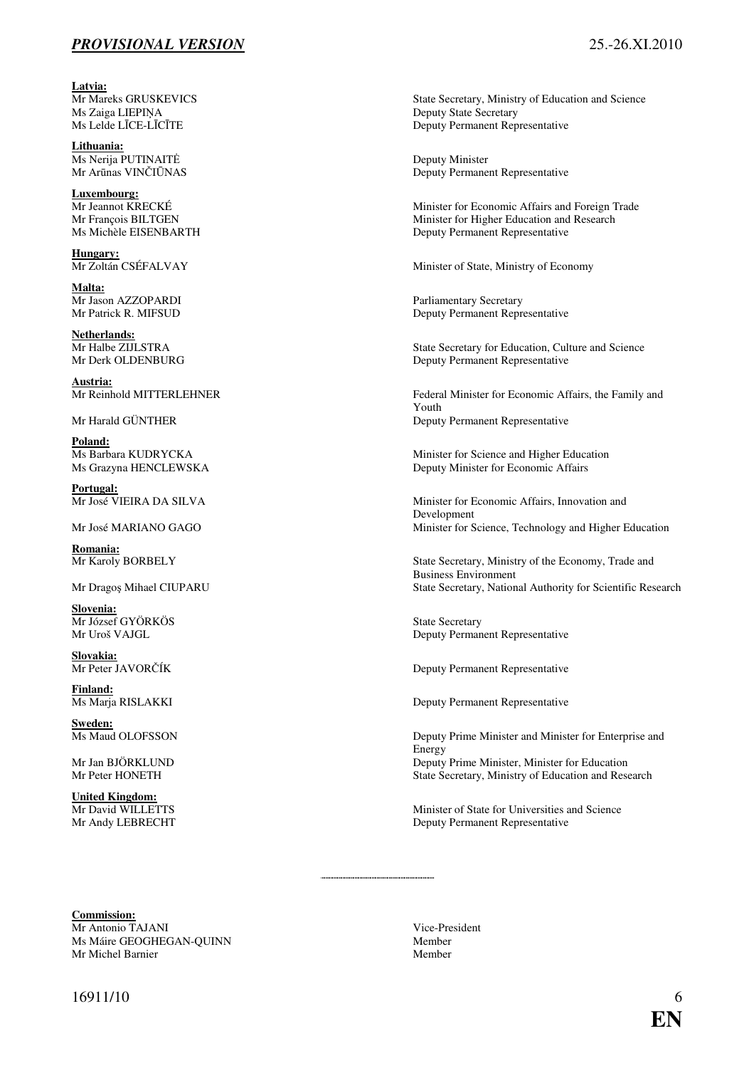**Latvia:**

| | |
|---|---|
| Mr Mareks GRUSKEVICS | State Secretary, Ministry of Education and Science |
| Ms Zaiga LIEPIŅA | Deputy State Secretary |
| Ms Lelde LĪCE-LĪCĪTE | Deputy Permanent Representative |

**Lithuania:**

| | |
|---|---|
| Ms Nerija PUTINAITĖ | Deputy Minister |
| Mr Arūnas VINČIŪNAS | Deputy Permanent Representative |

**Luxembourg:**

| | |
|---|---|
| Mr Jeannot KRECKÉ | Minister for Economic Affairs and Foreign Trade |
| Mr François BILTGEN | Minister for Higher Education and Research |
| Ms Michèle EISENBARTH | Deputy Permanent Representative |

**Hungary:**

| | |
|---|---|
| Mr Zoltán CSÉFALVAY | Minister of State, Ministry of Economy |

**Malta:**

| | |
|---|---|
| Mr Jason AZZOPARDI | Parliamentary Secretary |
| Mr Patrick R. MIFSUD | Deputy Permanent Representative |

**Netherlands:**

| | |
|---|---|
| Mr Halbe ZIJLSTRA | State Secretary for Education, Culture and Science |
| Mr Derk OLDENBURG | Deputy Permanent Representative |

**Austria:**

| | |
|---|---|
| Mr Reinhold MITTERLEHNER | Federal Minister for Economic Affairs, the Family and Youth |
| Mr Harald GÜNTHER | Deputy Permanent Representative |

**Poland:**

| | |
|---|---|
| Ms Barbara KUDRYCKA | Minister for Science and Higher Education |
| Ms Grazyna HENCLEWSKA | Deputy Minister for Economic Affairs |

**Portugal:**

| | |
|---|---|
| Mr José VIEIRA DA SILVA | Minister for Economic Affairs, Innovation and Development |
| Mr José MARIANO GAGO | Minister for Science, Technology and Higher Education |

**Romania:**

| | |
|---|---|
| Mr Karoly BORBELY | State Secretary, Ministry of the Economy, Trade and Business Environment |
| Mr Dragoş Mihael CIUPARU | State Secretary, National Authority for Scientific Research |

**Slovenia:**

| | |
|---|---|
| Mr József GYÖRKÖS | State Secretary |
| Mr Uroš VAJGL | Deputy Permanent Representative |

**Slovakia:**

| | |
|---|---|
| Mr Peter JAVORČÍK | Deputy Permanent Representative |

**Finland:**

| | |
|---|---|
| Ms Marja RISLAKKI | Deputy Permanent Representative |

**Sweden:**

| | |
|---|---|
| Ms Maud OLOFSSON | Deputy Prime Minister and Minister for Enterprise and Energy |
| Mr Jan BJÖRKLUND | Deputy Prime Minister, Minister for Education |
| Mr Peter HONETH | State Secretary, Ministry of Education and Research |

**United Kingdom:**

| | |
|---|---|
| Mr David WILLETTS | Minister of State for Universities and Science |
| Mr Andy LEBRECHT | Deputy Permanent Representative |

---

**Commission:**

| | |
|---|---|
| Mr Antonio TAJANI | Vice-President |
| Ms Máire GEOGHEGAN-QUINN | Member |
| Mr Michel Barnier | Member |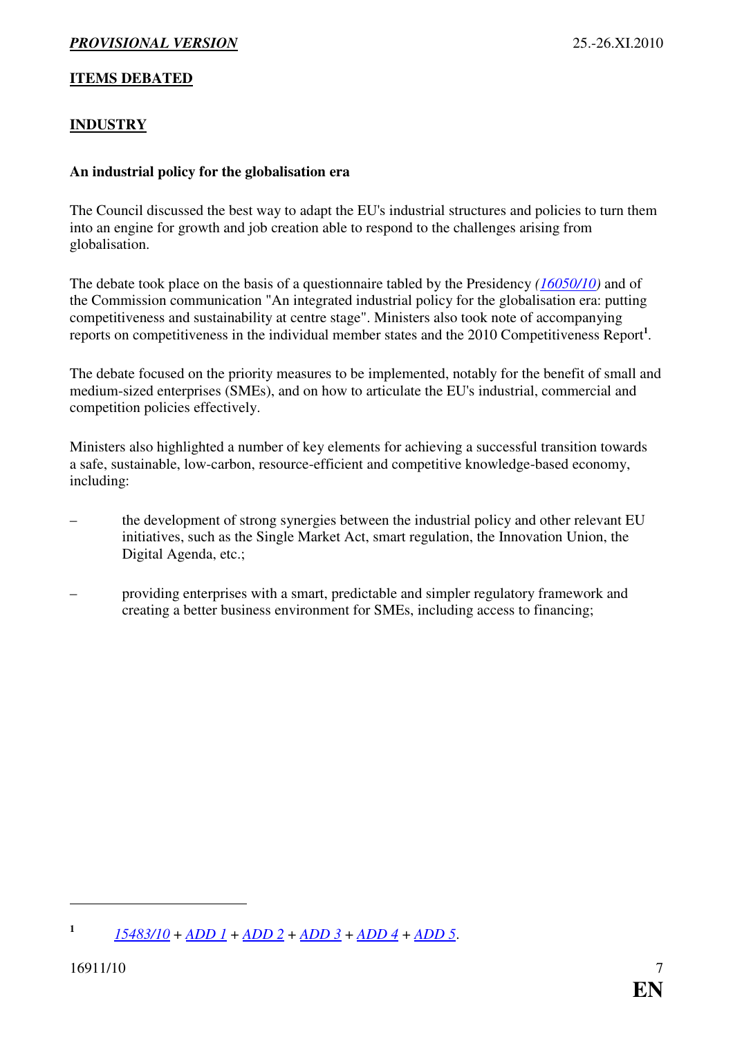## ITEMS DEBATED

## INDUSTRY

### An industrial policy for the globalisation era

The Council discussed the best way to adapt the EU's industrial structures and policies to turn them into an engine for growth and job creation able to respond to the challenges arising from globalisation.

The debate took place on the basis of a questionnaire tabled by the Presidency *(16050/10)* and of the Commission communication "An integrated industrial policy for the globalisation era: putting competitiveness and sustainability at centre stage". Ministers also took note of accompanying reports on competitiveness in the individual member states and the 2010 Competitiveness Report[1].

The debate focused on the priority measures to be implemented, notably for the benefit of small and medium-sized enterprises (SMEs), and on how to articulate the EU's industrial, commercial and competition policies effectively.

Ministers also highlighted a number of key elements for achieving a successful transition towards a safe, sustainable, low-carbon, resource-efficient and competitive knowledge-based economy, including:

– the development of strong synergies between the industrial policy and other relevant EU initiatives, such as the Single Market Act, smart regulation, the Innovation Union, the Digital Agenda, etc.;

– providing enterprises with a smart, predictable and simpler regulatory framework and creating a better business environment for SMEs, including access to financing;

---

[1] *15483/10* + *ADD 1* + *ADD 2* + *ADD 3* + *ADD 4* + *ADD 5*.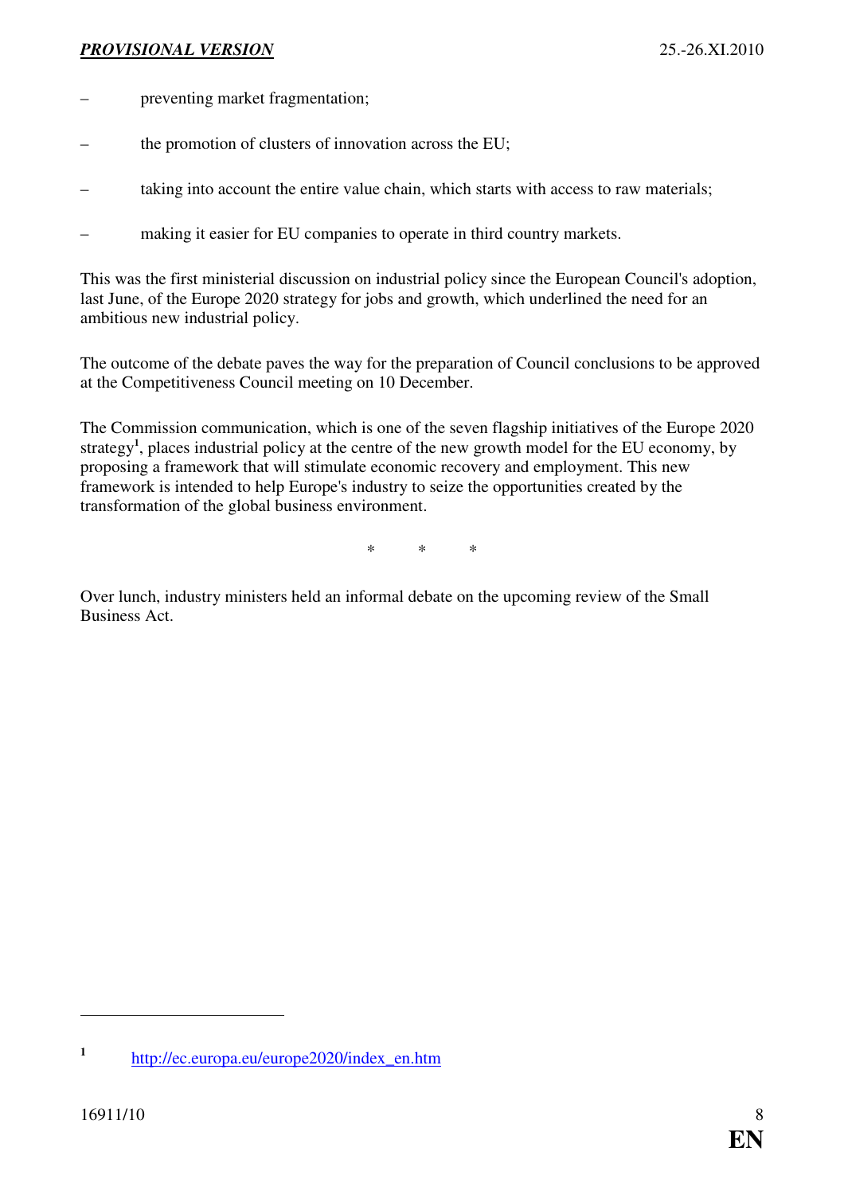- preventing market fragmentation;
- the promotion of clusters of innovation across the EU;
- taking into account the entire value chain, which starts with access to raw materials;
- making it easier for EU companies to operate in third country markets.

This was the first ministerial discussion on industrial policy since the European Council's adoption, last June, of the Europe 2020 strategy for jobs and growth, which underlined the need for an ambitious new industrial policy.

The outcome of the debate paves the way for the preparation of Council conclusions to be approved at the Competitiveness Council meeting on 10 December.

The Commission communication, which is one of the seven flagship initiatives of the Europe 2020 strategy[1], places industrial policy at the centre of the new growth model for the EU economy, by proposing a framework that will stimulate economic recovery and employment. This new framework is intended to help Europe's industry to seize the opportunities created by the transformation of the global business environment.

\* \* \*

Over lunch, industry ministers held an informal debate on the upcoming review of the Small Business Act.

---

[1] http://ec.europa.eu/europe2020/index_en.htm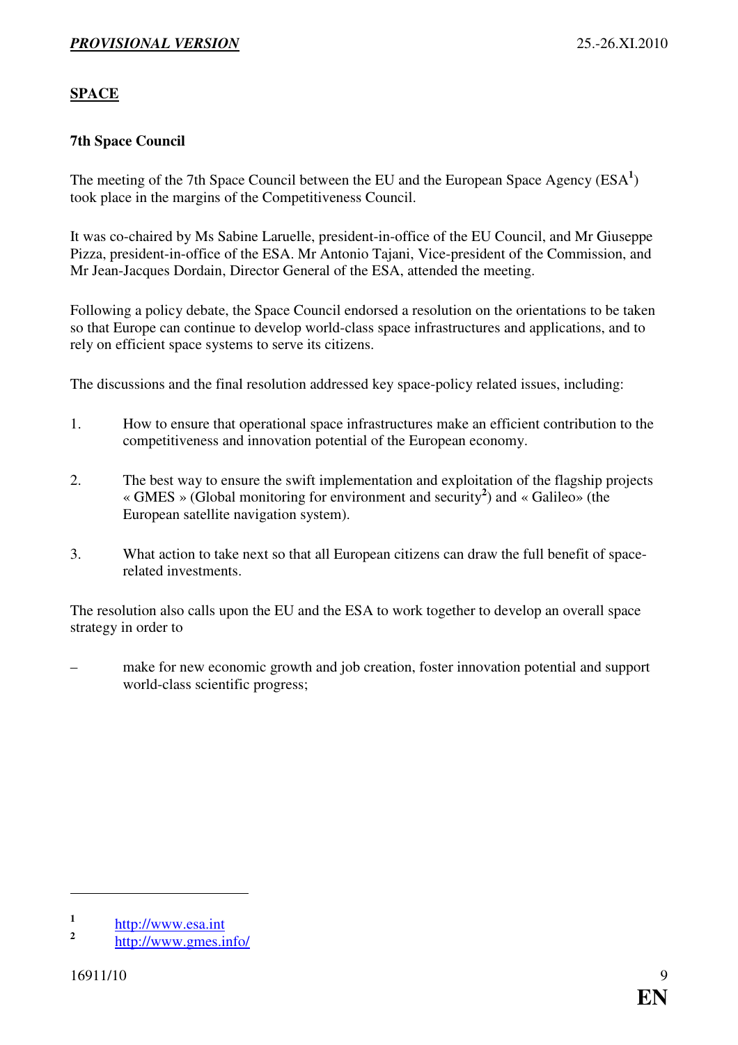## SPACE

### 7th Space Council

The meeting of the 7th Space Council between the EU and the European Space Agency (ESA[1]) took place in the margins of the Competitiveness Council.

It was co-chaired by Ms Sabine Laruelle, president-in-office of the EU Council, and Mr Giuseppe Pizza, president-in-office of the ESA. Mr Antonio Tajani, Vice-president of the Commission, and Mr Jean-Jacques Dordain, Director General of the ESA, attended the meeting.

Following a policy debate, the Space Council endorsed a resolution on the orientations to be taken so that Europe can continue to develop world-class space infrastructures and applications, and to rely on efficient space systems to serve its citizens.

The discussions and the final resolution addressed key space-policy related issues, including:

1. How to ensure that operational space infrastructures make an efficient contribution to the competitiveness and innovation potential of the European economy.

2. The best way to ensure the swift implementation and exploitation of the flagship projects « GMES » (Global monitoring for environment and security[2]) and « Galileo» (the European satellite navigation system).

3. What action to take next so that all European citizens can draw the full benefit of space-related investments.

The resolution also calls upon the EU and the ESA to work together to develop an overall space strategy in order to

– make for new economic growth and job creation, foster innovation potential and support world-class scientific progress;

---

[1] http://www.esa.int

[2] http://www.gmes.info/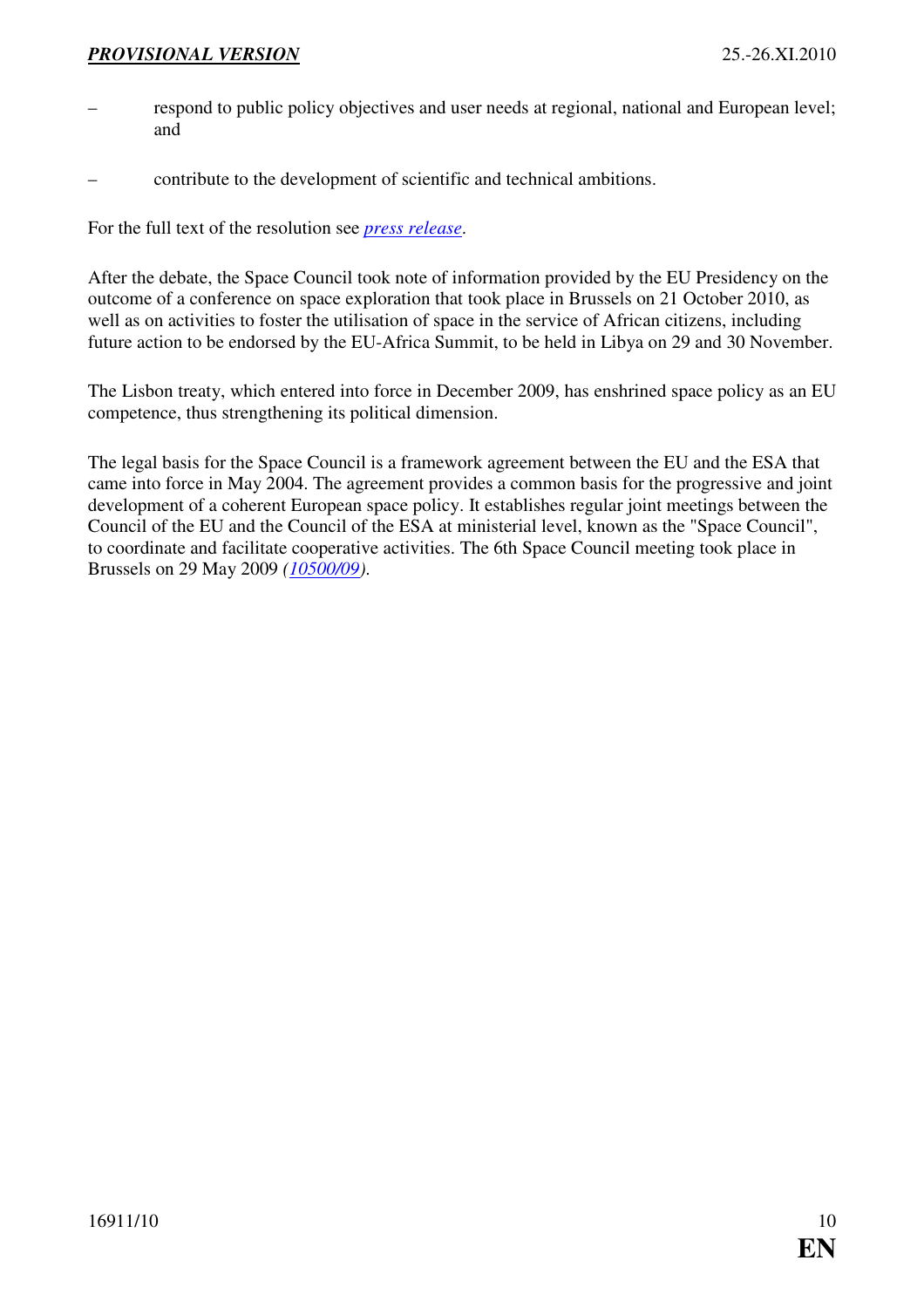- respond to public policy objectives and user needs at regional, national and European level; and
- contribute to the development of scientific and technical ambitions.

For the full text of the resolution see *press release*.

After the debate, the Space Council took note of information provided by the EU Presidency on the outcome of a conference on space exploration that took place in Brussels on 21 October 2010, as well as on activities to foster the utilisation of space in the service of African citizens, including future action to be endorsed by the EU-Africa Summit, to be held in Libya on 29 and 30 November.

The Lisbon treaty, which entered into force in December 2009, has enshrined space policy as an EU competence, thus strengthening its political dimension.

The legal basis for the Space Council is a framework agreement between the EU and the ESA that came into force in May 2004. The agreement provides a common basis for the progressive and joint development of a coherent European space policy. It establishes regular joint meetings between the Council of the EU and the Council of the ESA at ministerial level, known as the "Space Council", to coordinate and facilitate cooperative activities. The 6th Space Council meeting took place in Brussels on 29 May 2009 *(10500/09)*.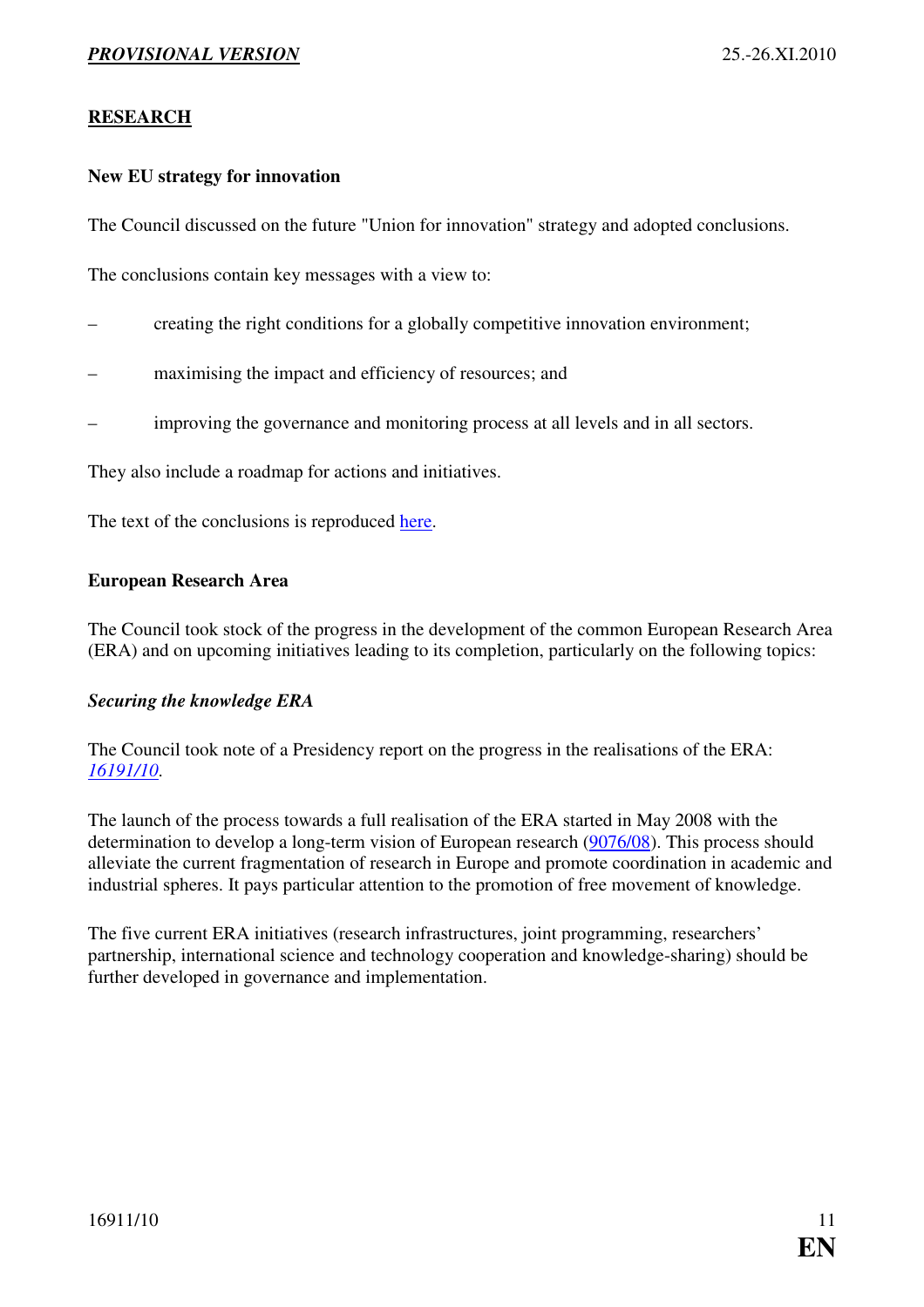## RESEARCH

### New EU strategy for innovation

The Council discussed on the future "Union for innovation" strategy and adopted conclusions.

The conclusions contain key messages with a view to:

- creating the right conditions for a globally competitive innovation environment;
- maximising the impact and efficiency of resources; and
- improving the governance and monitoring process at all levels and in all sectors.

They also include a roadmap for actions and initiatives.

The text of the conclusions is reproduced here.

### European Research Area

The Council took stock of the progress in the development of the common European Research Area (ERA) and on upcoming initiatives leading to its completion, particularly on the following topics:

#### *Securing the knowledge ERA*

The Council took note of a Presidency report on the progress in the realisations of the ERA: *16191/10*.

The launch of the process towards a full realisation of the ERA started in May 2008 with the determination to develop a long-term vision of European research (9076/08). This process should alleviate the current fragmentation of research in Europe and promote coordination in academic and industrial spheres. It pays particular attention to the promotion of free movement of knowledge.

The five current ERA initiatives (research infrastructures, joint programming, researchers' partnership, international science and technology cooperation and knowledge-sharing) should be further developed in governance and implementation.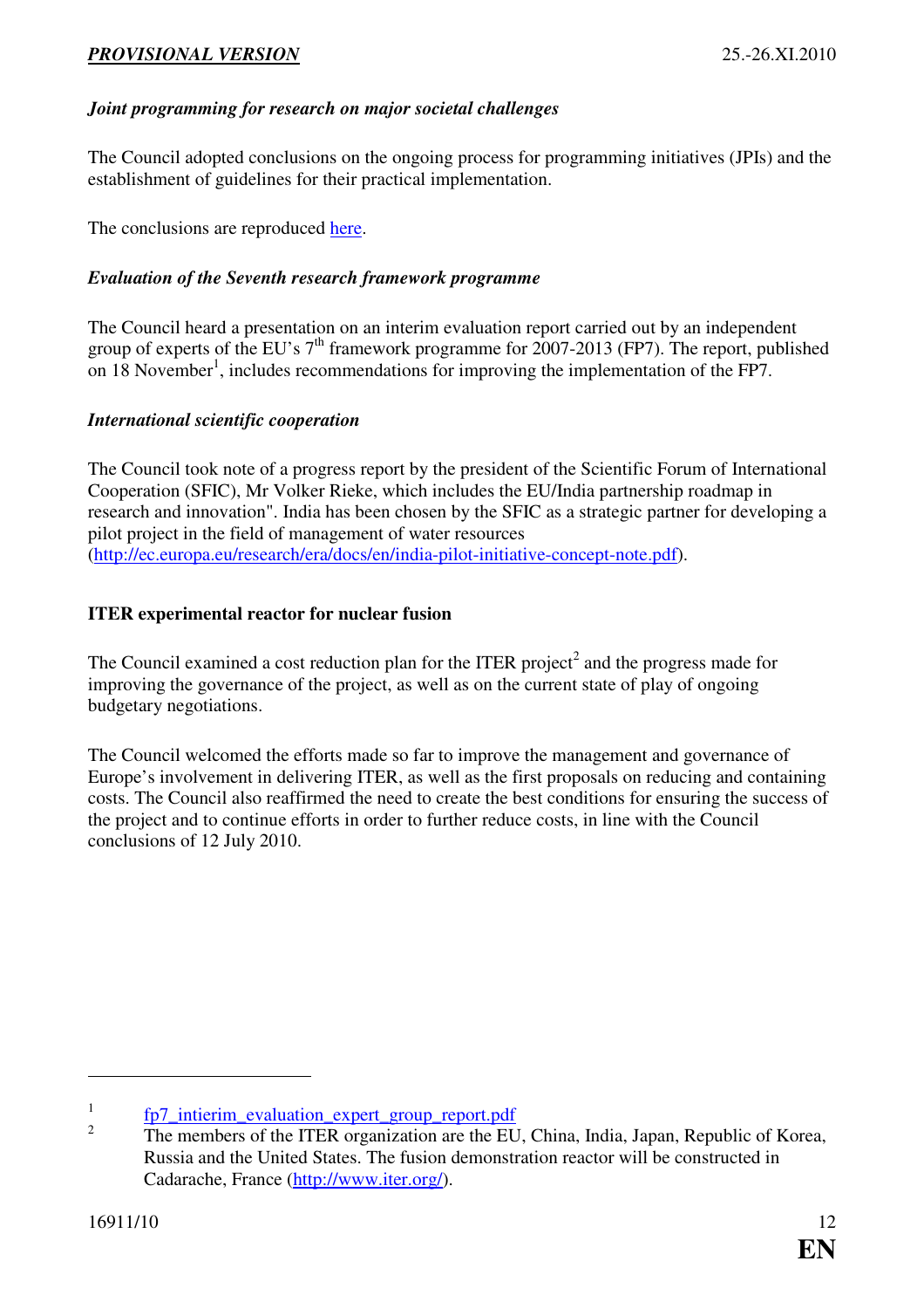*Joint programming for research on major societal challenges*

The Council adopted conclusions on the ongoing process for programming initiatives (JPIs) and the establishment of guidelines for their practical implementation.

The conclusions are reproduced here.

*Evaluation of the Seventh research framework programme*

The Council heard a presentation on an interim evaluation report carried out by an independent group of experts of the EU's 7$^{th}$ framework programme for 2007-2013 (FP7). The report, published on 18 November[1], includes recommendations for improving the implementation of the FP7.

*International scientific cooperation*

The Council took note of a progress report by the president of the Scientific Forum of International Cooperation (SFIC), Mr Volker Rieke, which includes the EU/India partnership roadmap in research and innovation". India has been chosen by the SFIC as a strategic partner for developing a pilot project in the field of management of water resources (http://ec.europa.eu/research/era/docs/en/india-pilot-initiative-concept-note.pdf).

**ITER experimental reactor for nuclear fusion**

The Council examined a cost reduction plan for the ITER project[2] and the progress made for improving the governance of the project, as well as on the current state of play of ongoing budgetary negotiations.

The Council welcomed the efforts made so far to improve the management and governance of Europe's involvement in delivering ITER, as well as the first proposals on reducing and containing costs. The Council also reaffirmed the need to create the best conditions for ensuring the success of the project and to continue efforts in order to further reduce costs, in line with the Council conclusions of 12 July 2010.

---

[1] fp7_intierim_evaluation_expert_group_report.pdf

[2] The members of the ITER organization are the EU, China, India, Japan, Republic of Korea, Russia and the United States. The fusion demonstration reactor will be constructed in Cadarache, France (http://www.iter.org/).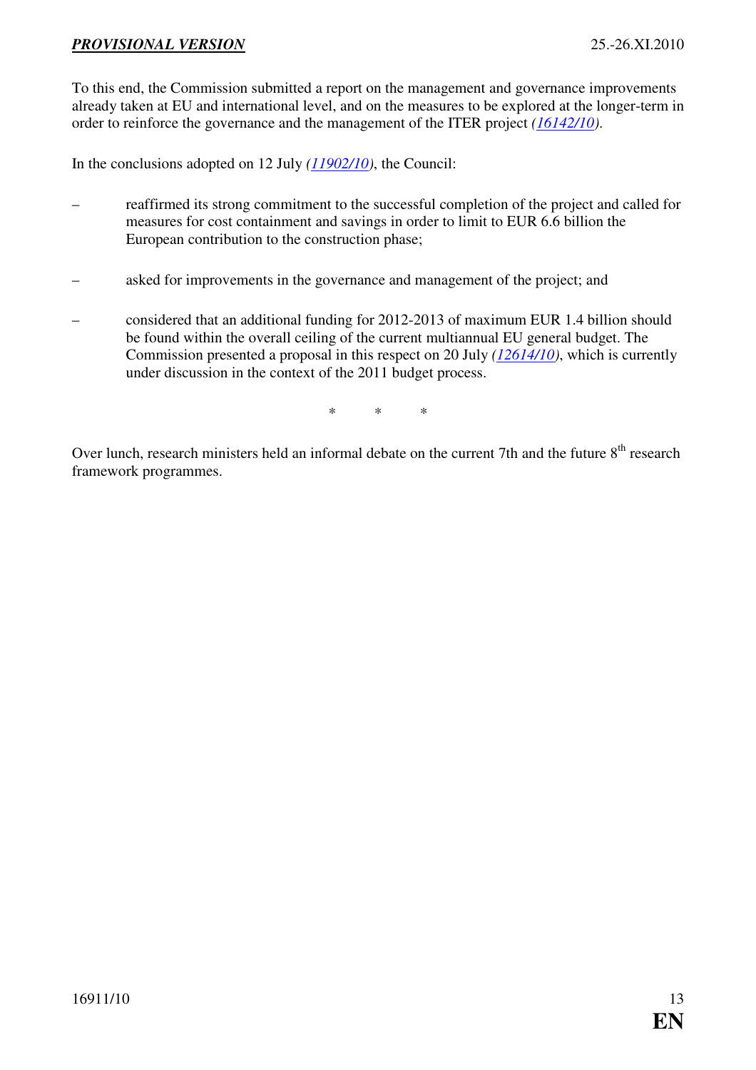To this end, the Commission submitted a report on the management and governance improvements already taken at EU and international level, and on the measures to be explored at the longer-term in order to reinforce the governance and the management of the ITER project *(16142/10)*.

In the conclusions adopted on 12 July *(11902/10)*, the Council:

– reaffirmed its strong commitment to the successful completion of the project and called for measures for cost containment and savings in order to limit to EUR 6.6 billion the European contribution to the construction phase;

– asked for improvements in the governance and management of the project; and

– considered that an additional funding for 2012-2013 of maximum EUR 1.4 billion should be found within the overall ceiling of the current multiannual EU general budget. The Commission presented a proposal in this respect on 20 July *(12614/10)*, which is currently under discussion in the context of the 2011 budget process.

\*    \*    \*

Over lunch, research ministers held an informal debate on the current 7th and the future 8th research framework programmes.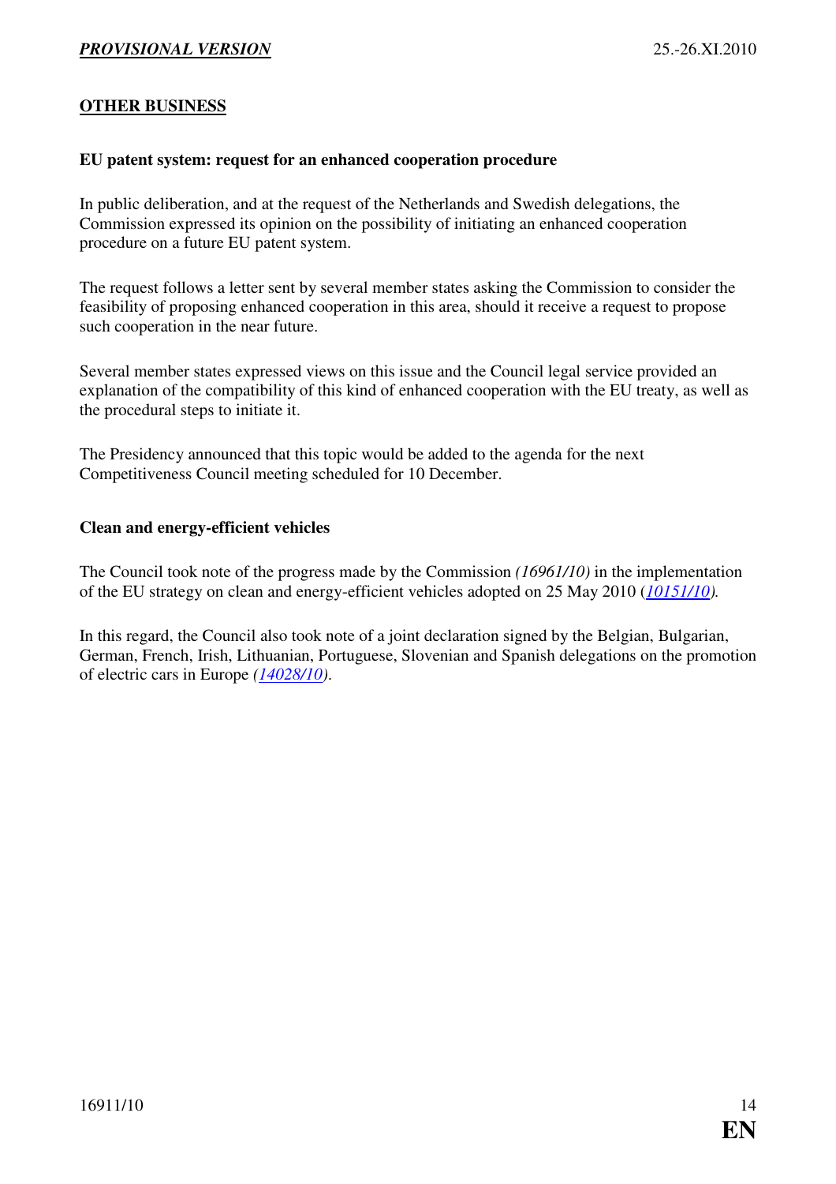## OTHER BUSINESS

### EU patent system: request for an enhanced cooperation procedure

In public deliberation, and at the request of the Netherlands and Swedish delegations, the Commission expressed its opinion on the possibility of initiating an enhanced cooperation procedure on a future EU patent system.

The request follows a letter sent by several member states asking the Commission to consider the feasibility of proposing enhanced cooperation in this area, should it receive a request to propose such cooperation in the near future.

Several member states expressed views on this issue and the Council legal service provided an explanation of the compatibility of this kind of enhanced cooperation with the EU treaty, as well as the procedural steps to initiate it.

The Presidency announced that this topic would be added to the agenda for the next Competitiveness Council meeting scheduled for 10 December.

### Clean and energy-efficient vehicles

The Council took note of the progress made by the Commission *(16961/10)* in the implementation of the EU strategy on clean and energy-efficient vehicles adopted on 25 May 2010 (*10151/10*).

In this regard, the Council also took note of a joint declaration signed by the Belgian, Bulgarian, German, French, Irish, Lithuanian, Portuguese, Slovenian and Spanish delegations on the promotion of electric cars in Europe *(14028/10)*.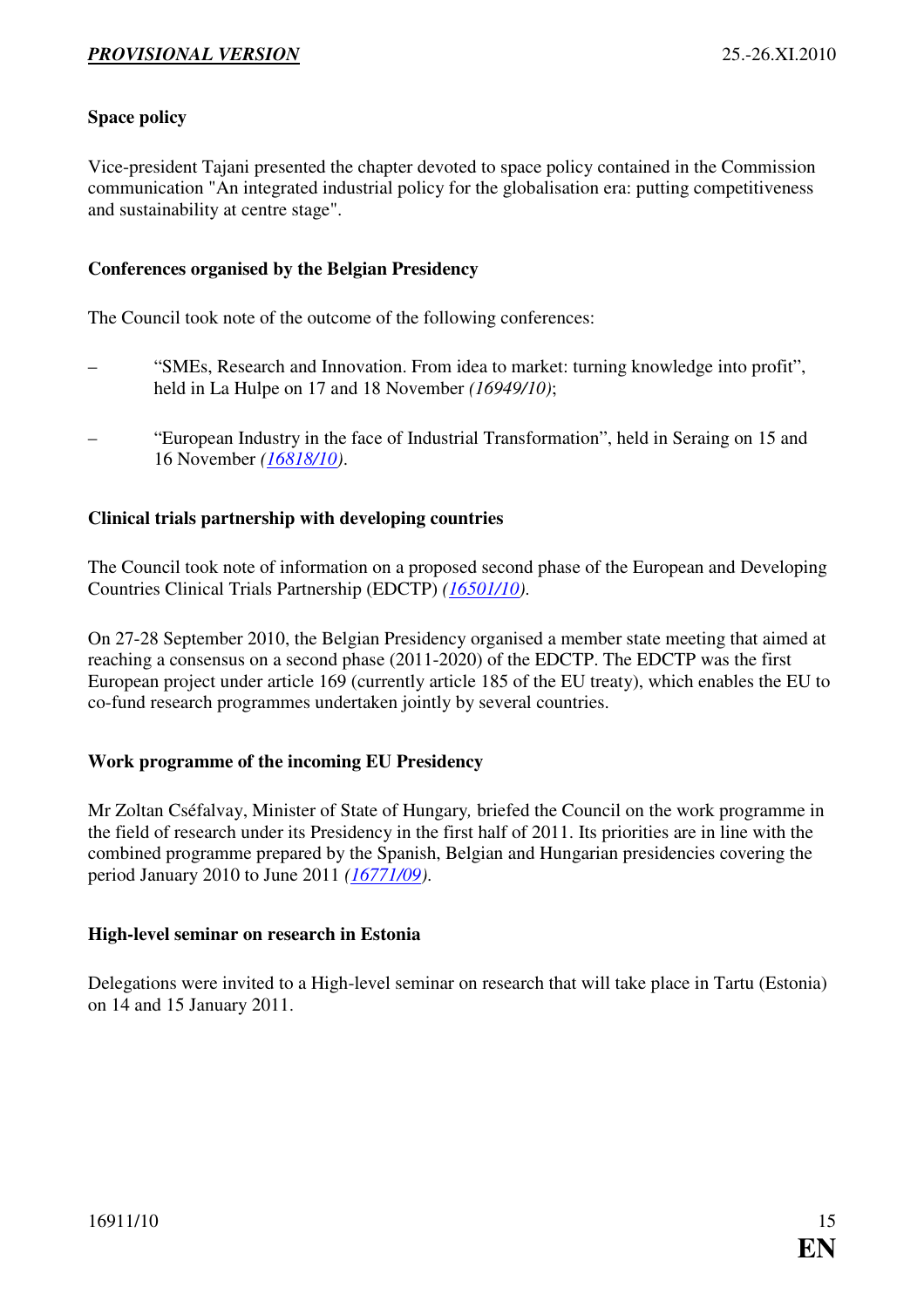### Space policy

Vice-president Tajani presented the chapter devoted to space policy contained in the Commission communication "An integrated industrial policy for the globalisation era: putting competitiveness and sustainability at centre stage".

### Conferences organised by the Belgian Presidency

The Council took note of the outcome of the following conferences:

– "SMEs, Research and Innovation. From idea to market: turning knowledge into profit", held in La Hulpe on 17 and 18 November *(16949/10)*;

– "European Industry in the face of Industrial Transformation", held in Seraing on 15 and 16 November *(16818/10)*.

### Clinical trials partnership with developing countries

The Council took note of information on a proposed second phase of the European and Developing Countries Clinical Trials Partnership (EDCTP) *(16501/10)*.

On 27-28 September 2010, the Belgian Presidency organised a member state meeting that aimed at reaching a consensus on a second phase (2011-2020) of the EDCTP. The EDCTP was the first European project under article 169 (currently article 185 of the EU treaty), which enables the EU to co-fund research programmes undertaken jointly by several countries.

### Work programme of the incoming EU Presidency

Mr Zoltan Cséfalvay, Minister of State of Hungary, briefed the Council on the work programme in the field of research under its Presidency in the first half of 2011. Its priorities are in line with the combined programme prepared by the Spanish, Belgian and Hungarian presidencies covering the period January 2010 to June 2011 *(16771/09)*.

### High-level seminar on research in Estonia

Delegations were invited to a High-level seminar on research that will take place in Tartu (Estonia) on 14 and 15 January 2011.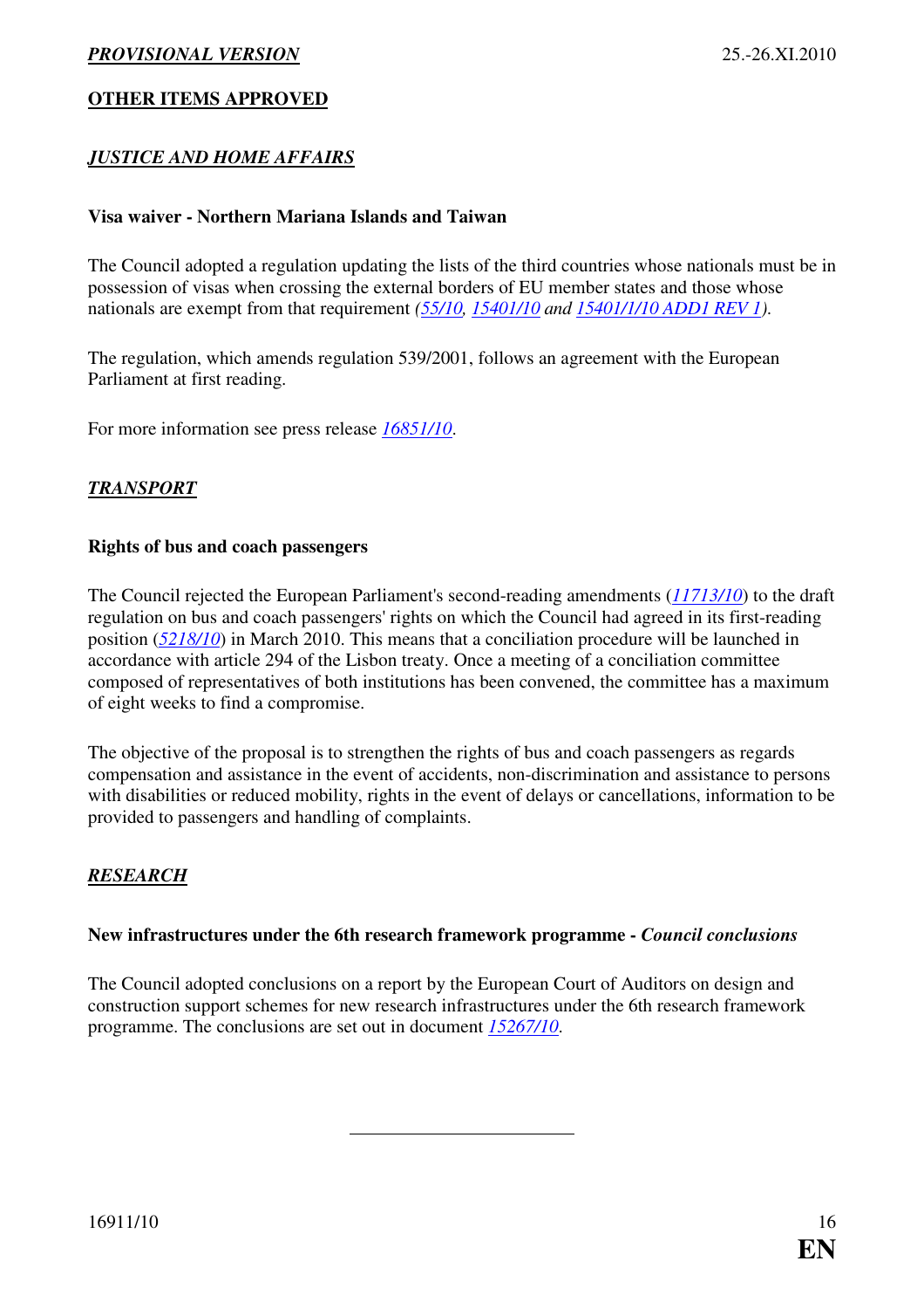## OTHER ITEMS APPROVED

### *JUSTICE AND HOME AFFAIRS*

**Visa waiver - Northern Mariana Islands and Taiwan**

The Council adopted a regulation updating the lists of the third countries whose nationals must be in possession of visas when crossing the external borders of EU member states and those whose nationals are exempt from that requirement *(55/10, 15401/10 and 15401/1/10 ADD1 REV 1)*.

The regulation, which amends regulation 539/2001, follows an agreement with the European Parliament at first reading.

For more information see press release *16851/10*.

### *TRANSPORT*

**Rights of bus and coach passengers**

The Council rejected the European Parliament's second-reading amendments (*11713/10*) to the draft regulation on bus and coach passengers' rights on which the Council had agreed in its first-reading position (*5218/10*) in March 2010. This means that a conciliation procedure will be launched in accordance with article 294 of the Lisbon treaty. Once a meeting of a conciliation committee composed of representatives of both institutions has been convened, the committee has a maximum of eight weeks to find a compromise.

The objective of the proposal is to strengthen the rights of bus and coach passengers as regards compensation and assistance in the event of accidents, non-discrimination and assistance to persons with disabilities or reduced mobility, rights in the event of delays or cancellations, information to be provided to passengers and handling of complaints.

### *RESEARCH*

**New infrastructures under the 6th research framework programme - *Council conclusions***

The Council adopted conclusions on a report by the European Court of Auditors on design and construction support schemes for new research infrastructures under the 6th research framework programme. The conclusions are set out in document *15267/10*.